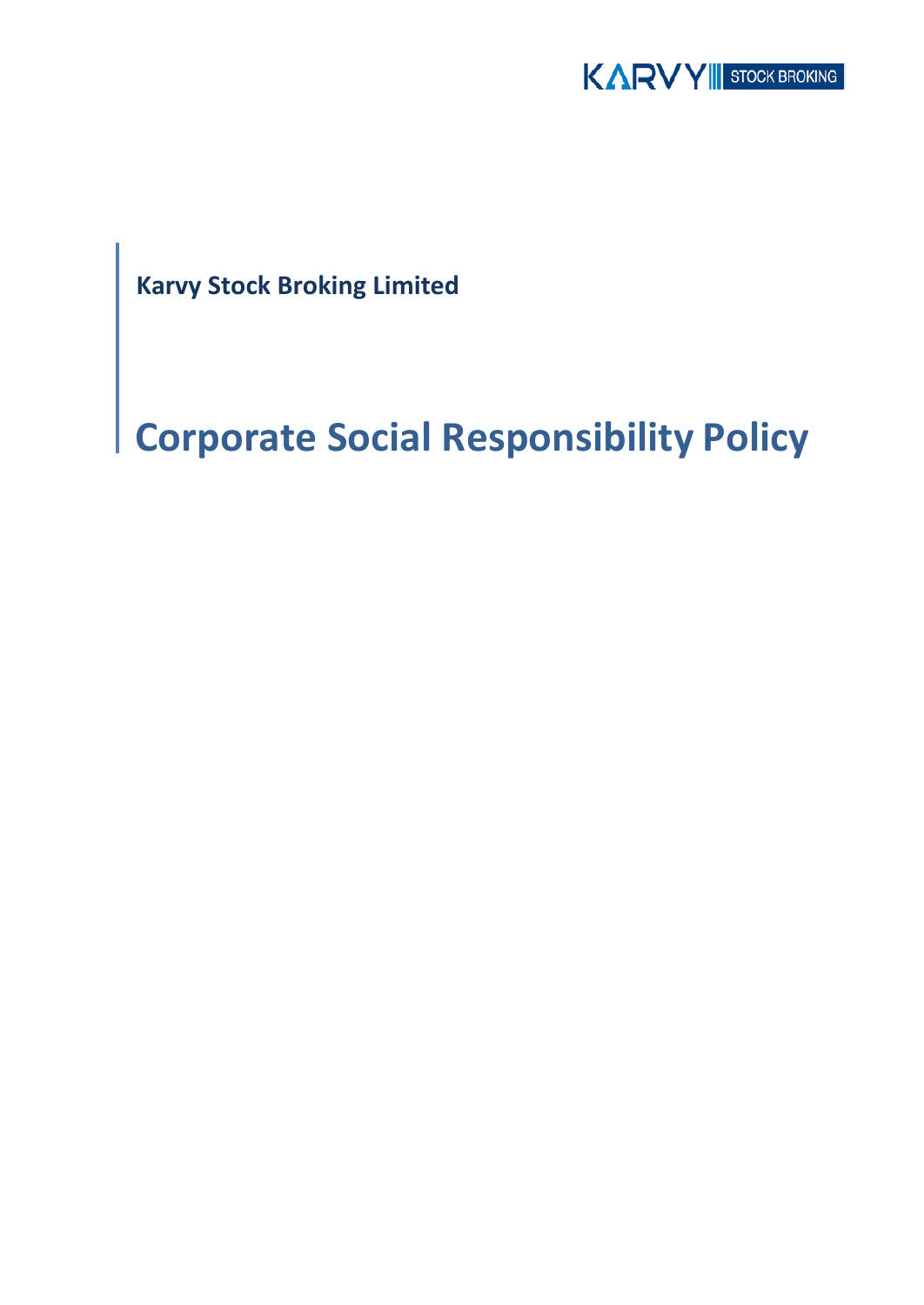**Karvy Stock Broking Limited**

# Corporate Social Responsibility Policy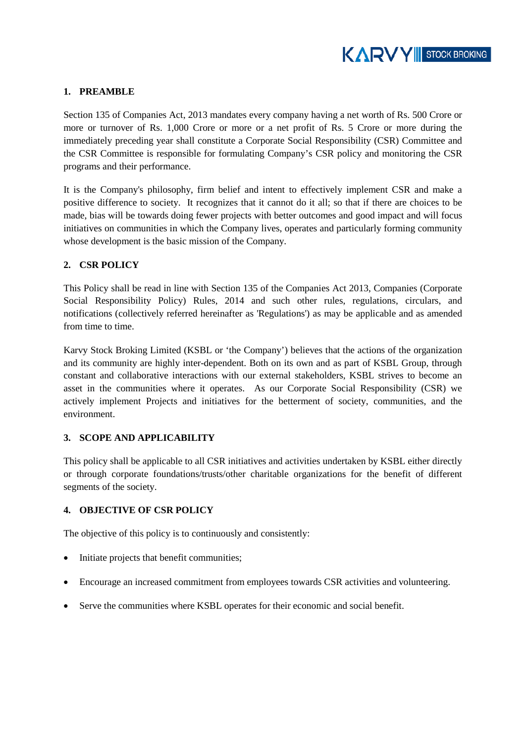## 1. PREAMBLE

Section 135 of Companies Act, 2013 mandates every company having a net worth of Rs. 500 Crore or more or turnover of Rs. 1,000 Crore or more or a net profit of Rs. 5 Crore or more during the immediately preceding year shall constitute a Corporate Social Responsibility (CSR) Committee and the CSR Committee is responsible for formulating Company's CSR policy and monitoring the CSR programs and their performance.

It is the Company's philosophy, firm belief and intent to effectively implement CSR and make a positive difference to society. It recognizes that it cannot do it all; so that if there are choices to be made, bias will be towards doing fewer projects with better outcomes and good impact and will focus initiatives on communities in which the Company lives, operates and particularly forming community whose development is the basic mission of the Company.

## 2. CSR POLICY

This Policy shall be read in line with Section 135 of the Companies Act 2013, Companies (Corporate Social Responsibility Policy) Rules, 2014 and such other rules, regulations, circulars, and notifications (collectively referred hereinafter as 'Regulations') as may be applicable and as amended from time to time.

Karvy Stock Broking Limited (KSBL or 'the Company') believes that the actions of the organization and its community are highly inter-dependent. Both on its own and as part of KSBL Group, through constant and collaborative interactions with our external stakeholders, KSBL strives to become an asset in the communities where it operates. As our Corporate Social Responsibility (CSR) we actively implement Projects and initiatives for the betterment of society, communities, and the environment.

## 3. SCOPE AND APPLICABILITY

This policy shall be applicable to all CSR initiatives and activities undertaken by KSBL either directly or through corporate foundations/trusts/other charitable organizations for the benefit of different segments of the society.

## 4. OBJECTIVE OF CSR POLICY

The objective of this policy is to continuously and consistently:

- Initiate projects that benefit communities;
- Encourage an increased commitment from employees towards CSR activities and volunteering.
- Serve the communities where KSBL operates for their economic and social benefit.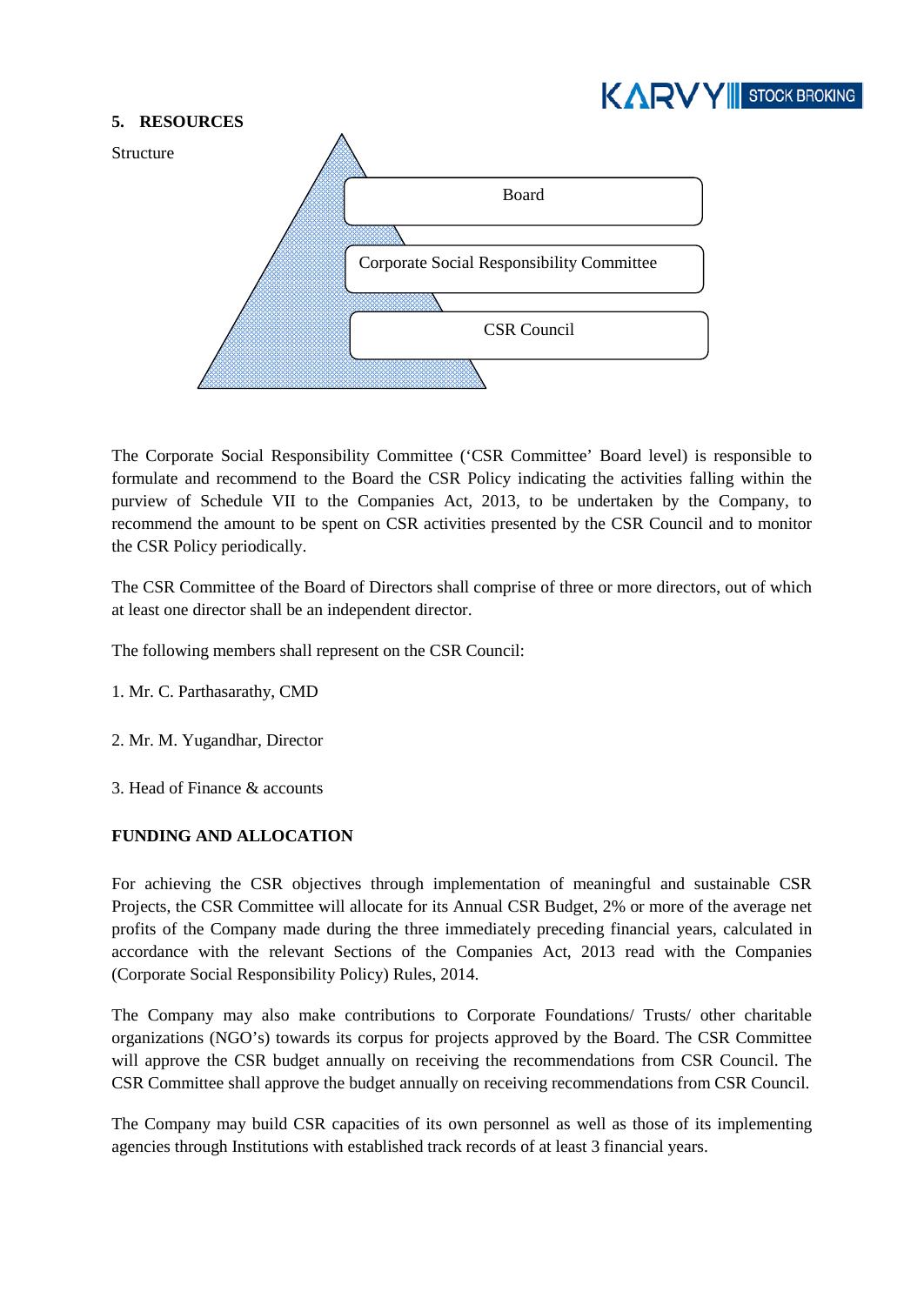## 5. RESOURCES

Structure

- Board
- Corporate Social Responsibility Committee
- CSR Council

The Corporate Social Responsibility Committee ('CSR Committee' Board level) is responsible to formulate and recommend to the Board the CSR Policy indicating the activities falling within the purview of Schedule VII to the Companies Act, 2013, to be undertaken by the Company, to recommend the amount to be spent on CSR activities presented by the CSR Council and to monitor the CSR Policy periodically.

The CSR Committee of the Board of Directors shall comprise of three or more directors, out of which at least one director shall be an independent director.

The following members shall represent on the CSR Council:

1. Mr. C. Parthasarathy, CMD

2. Mr. M. Yugandhar, Director

3. Head of Finance & accounts

### FUNDING AND ALLOCATION

For achieving the CSR objectives through implementation of meaningful and sustainable CSR Projects, the CSR Committee will allocate for its Annual CSR Budget, 2% or more of the average net profits of the Company made during the three immediately preceding financial years, calculated in accordance with the relevant Sections of the Companies Act, 2013 read with the Companies (Corporate Social Responsibility Policy) Rules, 2014.

The Company may also make contributions to Corporate Foundations/ Trusts/ other charitable organizations (NGO's) towards its corpus for projects approved by the Board. The CSR Committee will approve the CSR budget annually on receiving the recommendations from CSR Council. The CSR Committee shall approve the budget annually on receiving recommendations from CSR Council.

The Company may build CSR capacities of its own personnel as well as those of its implementing agencies through Institutions with established track records of at least 3 financial years.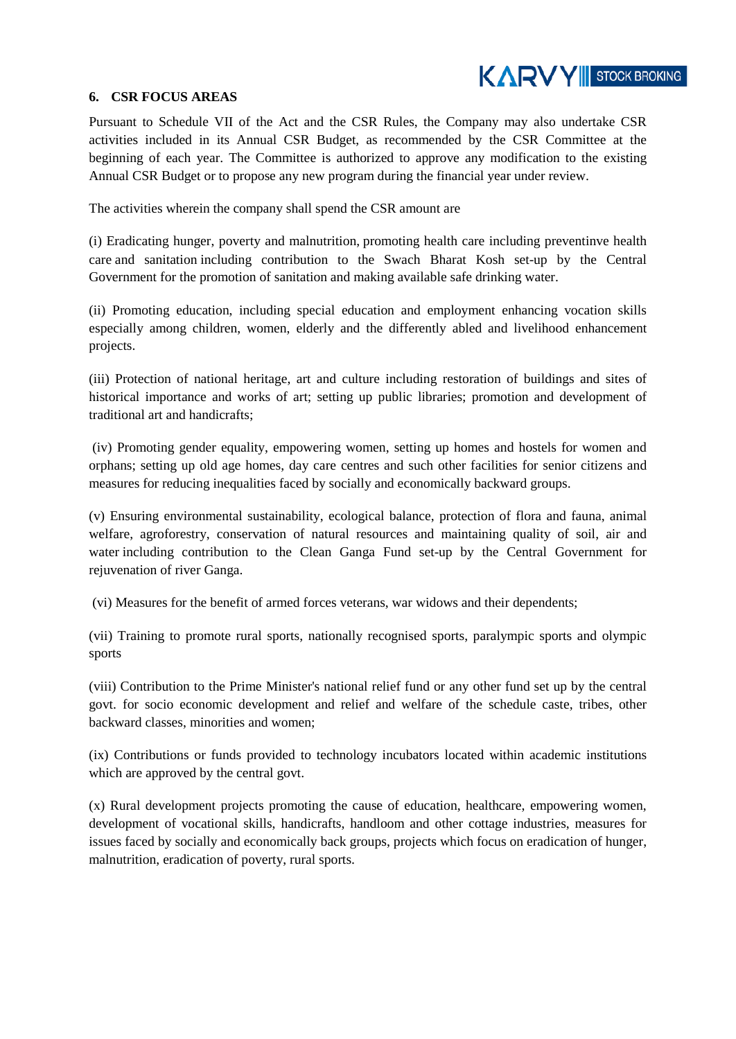## 6. CSR FOCUS AREAS

Pursuant to Schedule VII of the Act and the CSR Rules, the Company may also undertake CSR activities included in its Annual CSR Budget, as recommended by the CSR Committee at the beginning of each year. The Committee is authorized to approve any modification to the existing Annual CSR Budget or to propose any new program during the financial year under review.

The activities wherein the company shall spend the CSR amount are

(i) Eradicating hunger, poverty and malnutrition, promoting health care including preventinve health care and sanitation including contribution to the Swach Bharat Kosh set-up by the Central Government for the promotion of sanitation and making available safe drinking water.

(ii) Promoting education, including special education and employment enhancing vocation skills especially among children, women, elderly and the differently abled and livelihood enhancement projects.

(iii) Protection of national heritage, art and culture including restoration of buildings and sites of historical importance and works of art; setting up public libraries; promotion and development of traditional art and handicrafts;

(iv) Promoting gender equality, empowering women, setting up homes and hostels for women and orphans; setting up old age homes, day care centres and such other facilities for senior citizens and measures for reducing inequalities faced by socially and economically backward groups.

(v) Ensuring environmental sustainability, ecological balance, protection of flora and fauna, animal welfare, agroforestry, conservation of natural resources and maintaining quality of soil, air and water including contribution to the Clean Ganga Fund set-up by the Central Government for rejuvenation of river Ganga.

(vi) Measures for the benefit of armed forces veterans, war widows and their dependents;

(vii) Training to promote rural sports, nationally recognised sports, paralympic sports and olympic sports

(viii) Contribution to the Prime Minister's national relief fund or any other fund set up by the central govt. for socio economic development and relief and welfare of the schedule caste, tribes, other backward classes, minorities and women;

(ix) Contributions or funds provided to technology incubators located within academic institutions which are approved by the central govt.

(x) Rural development projects promoting the cause of education, healthcare, empowering women, development of vocational skills, handicrafts, handloom and other cottage industries, measures for issues faced by socially and economically back groups, projects which focus on eradication of hunger, malnutrition, eradication of poverty, rural sports.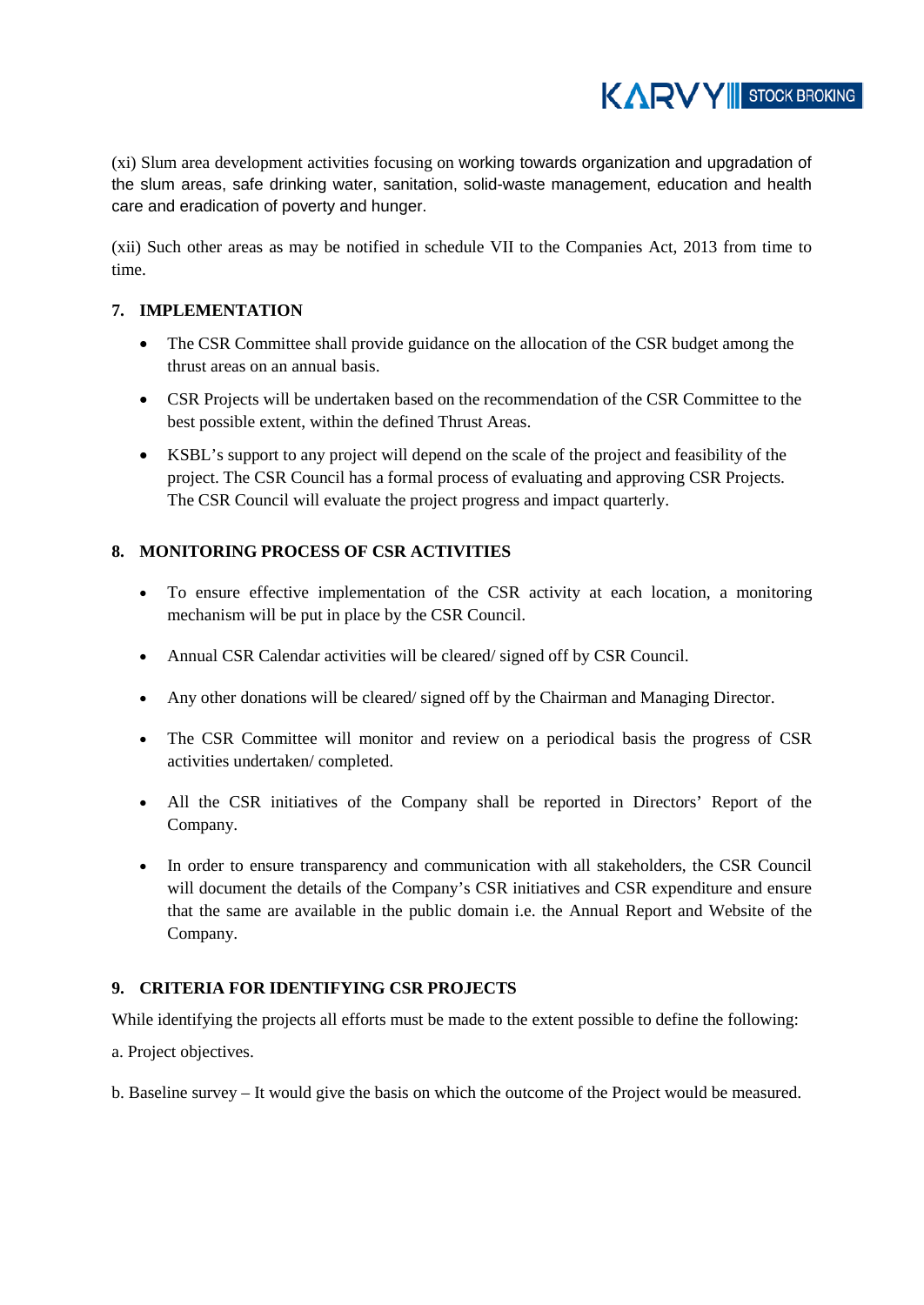(xi) Slum area development activities focusing on working towards organization and upgradation of the slum areas, safe drinking water, sanitation, solid-waste management, education and health care and eradication of poverty and hunger.

(xii) Such other areas as may be notified in schedule VII to the Companies Act, 2013 from time to time.

## 7. IMPLEMENTATION

- The CSR Committee shall provide guidance on the allocation of the CSR budget among the thrust areas on an annual basis.
- CSR Projects will be undertaken based on the recommendation of the CSR Committee to the best possible extent, within the defined Thrust Areas.
- KSBL's support to any project will depend on the scale of the project and feasibility of the project. The CSR Council has a formal process of evaluating and approving CSR Projects. The CSR Council will evaluate the project progress and impact quarterly.

## 8. MONITORING PROCESS OF CSR ACTIVITIES

- To ensure effective implementation of the CSR activity at each location, a monitoring mechanism will be put in place by the CSR Council.
- Annual CSR Calendar activities will be cleared/ signed off by CSR Council.
- Any other donations will be cleared/ signed off by the Chairman and Managing Director.
- The CSR Committee will monitor and review on a periodical basis the progress of CSR activities undertaken/ completed.
- All the CSR initiatives of the Company shall be reported in Directors' Report of the Company.
- In order to ensure transparency and communication with all stakeholders, the CSR Council will document the details of the Company's CSR initiatives and CSR expenditure and ensure that the same are available in the public domain i.e. the Annual Report and Website of the Company.

## 9. CRITERIA FOR IDENTIFYING CSR PROJECTS

While identifying the projects all efforts must be made to the extent possible to define the following:

a. Project objectives.

b. Baseline survey – It would give the basis on which the outcome of the Project would be measured.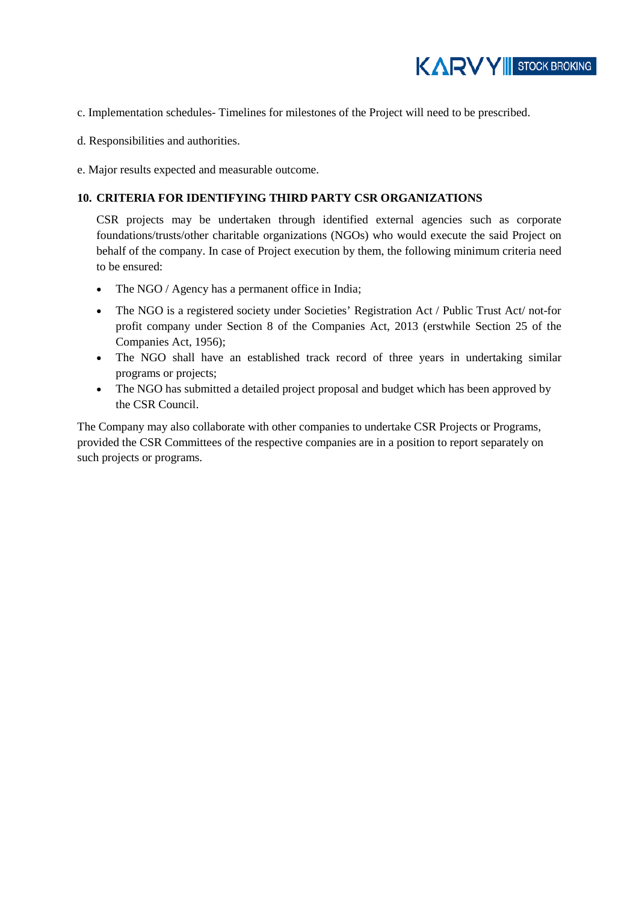c. Implementation schedules- Timelines for milestones of the Project will need to be prescribed.

d. Responsibilities and authorities.

e. Major results expected and measurable outcome.

## 10. CRITERIA FOR IDENTIFYING THIRD PARTY CSR ORGANIZATIONS

CSR projects may be undertaken through identified external agencies such as corporate foundations/trusts/other charitable organizations (NGOs) who would execute the said Project on behalf of the company. In case of Project execution by them, the following minimum criteria need to be ensured:

- The NGO / Agency has a permanent office in India;
- The NGO is a registered society under Societies' Registration Act / Public Trust Act/ not-for profit company under Section 8 of the Companies Act, 2013 (erstwhile Section 25 of the Companies Act, 1956);
- The NGO shall have an established track record of three years in undertaking similar programs or projects;
- The NGO has submitted a detailed project proposal and budget which has been approved by the CSR Council.

The Company may also collaborate with other companies to undertake CSR Projects or Programs, provided the CSR Committees of the respective companies are in a position to report separately on such projects or programs.